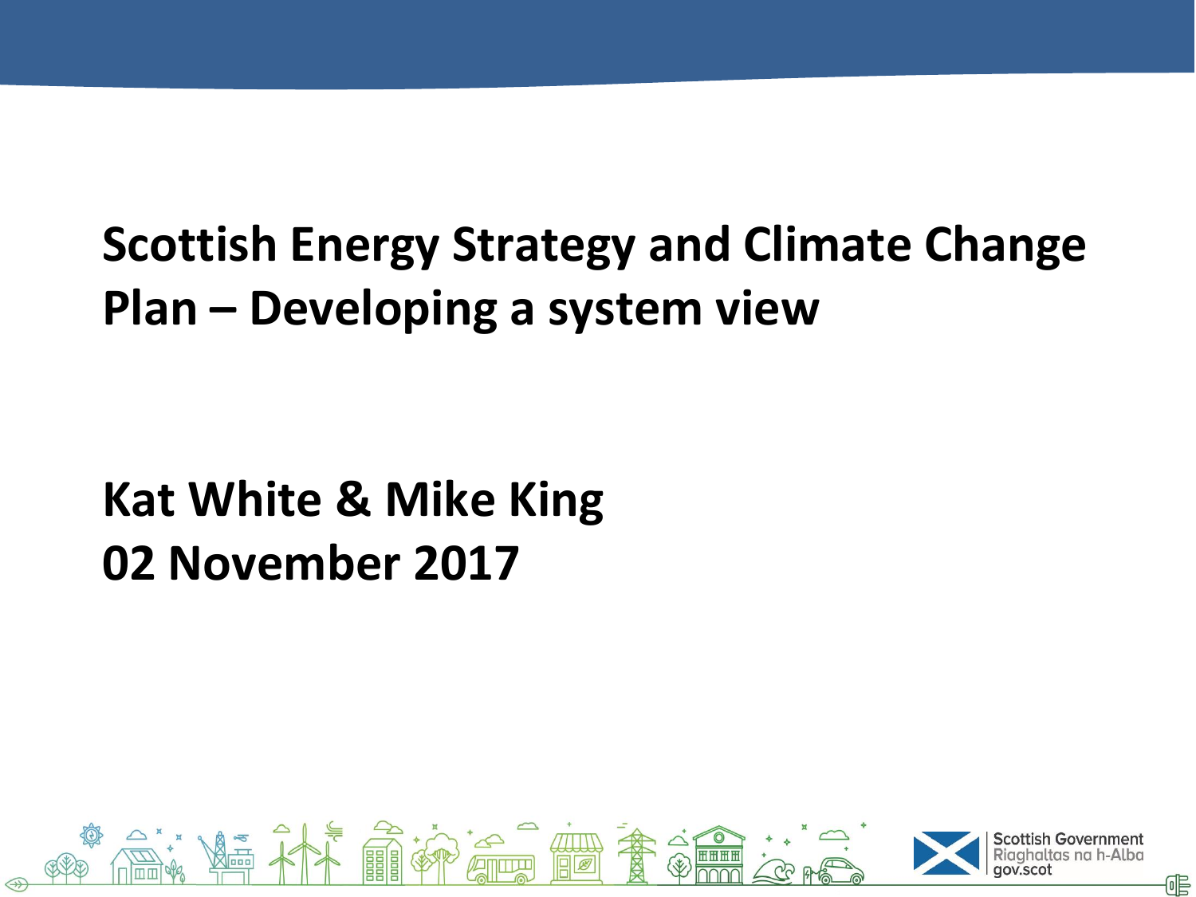# Scottish Energy Strategy and Climate Change Plan – Developing a system view

**Kat White & Mike King**
**02 November 2017**

Scottish Government
Riaghaltas na h-Alba
gov.scot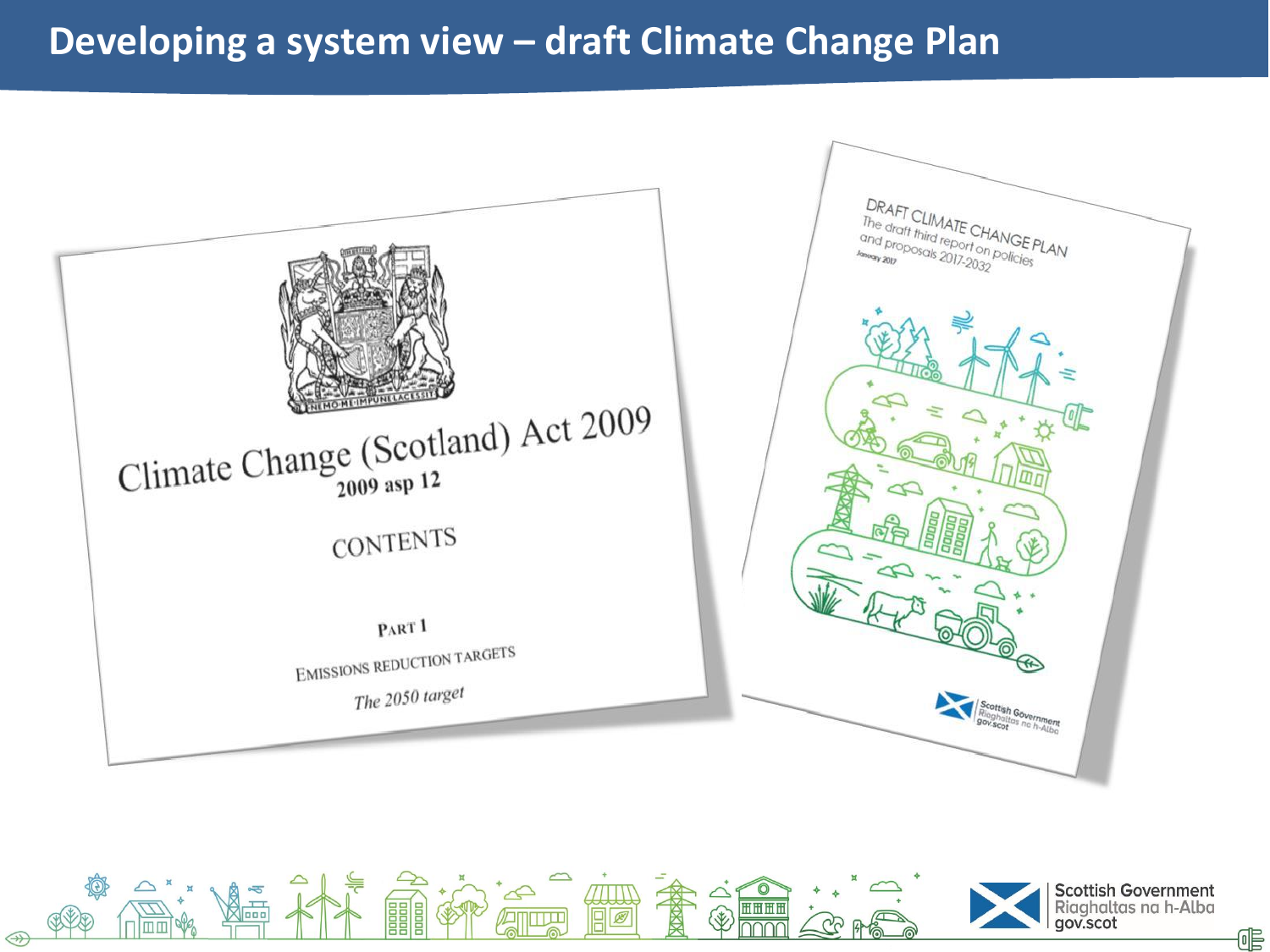# Developing a system view – draft Climate Change Plan

Climate Change (Scotland) Act 2009
2009 asp 12

CONTENTS

PART 1

EMISSIONS REDUCTION TARGETS

*The 2050 target*

DRAFT CLIMATE CHANGE PLAN
The draft third report on policies and proposals 2017-2032
January 2017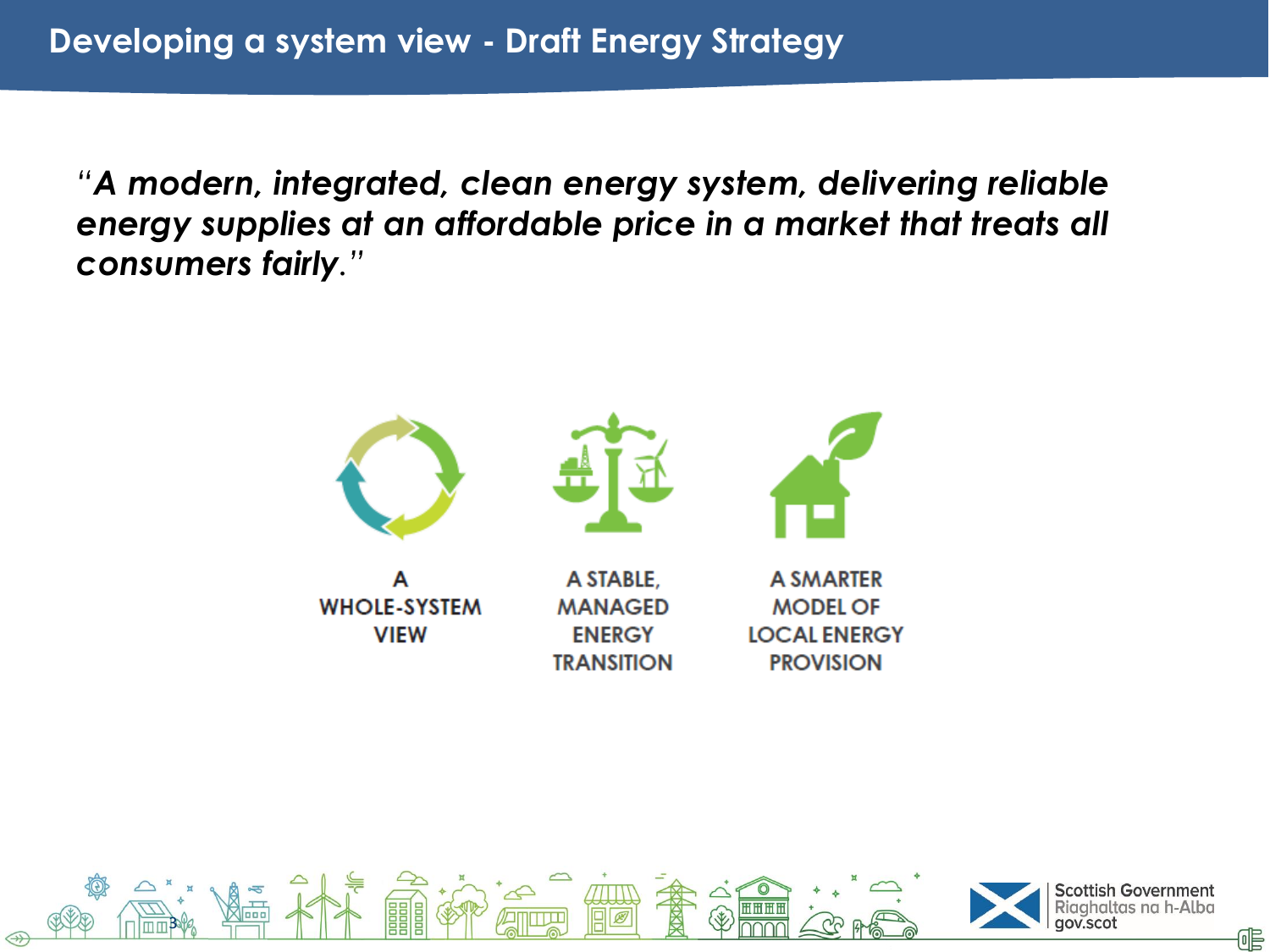# Developing a system view - Draft Energy Strategy

*"**A modern, integrated, clean energy system, delivering reliable energy supplies at an affordable price in a market that treats all consumers fairly**."*

- A WHOLE-SYSTEM VIEW
- A STABLE, MANAGED ENERGY TRANSITION
- A SMARTER MODEL OF LOCAL ENERGY PROVISION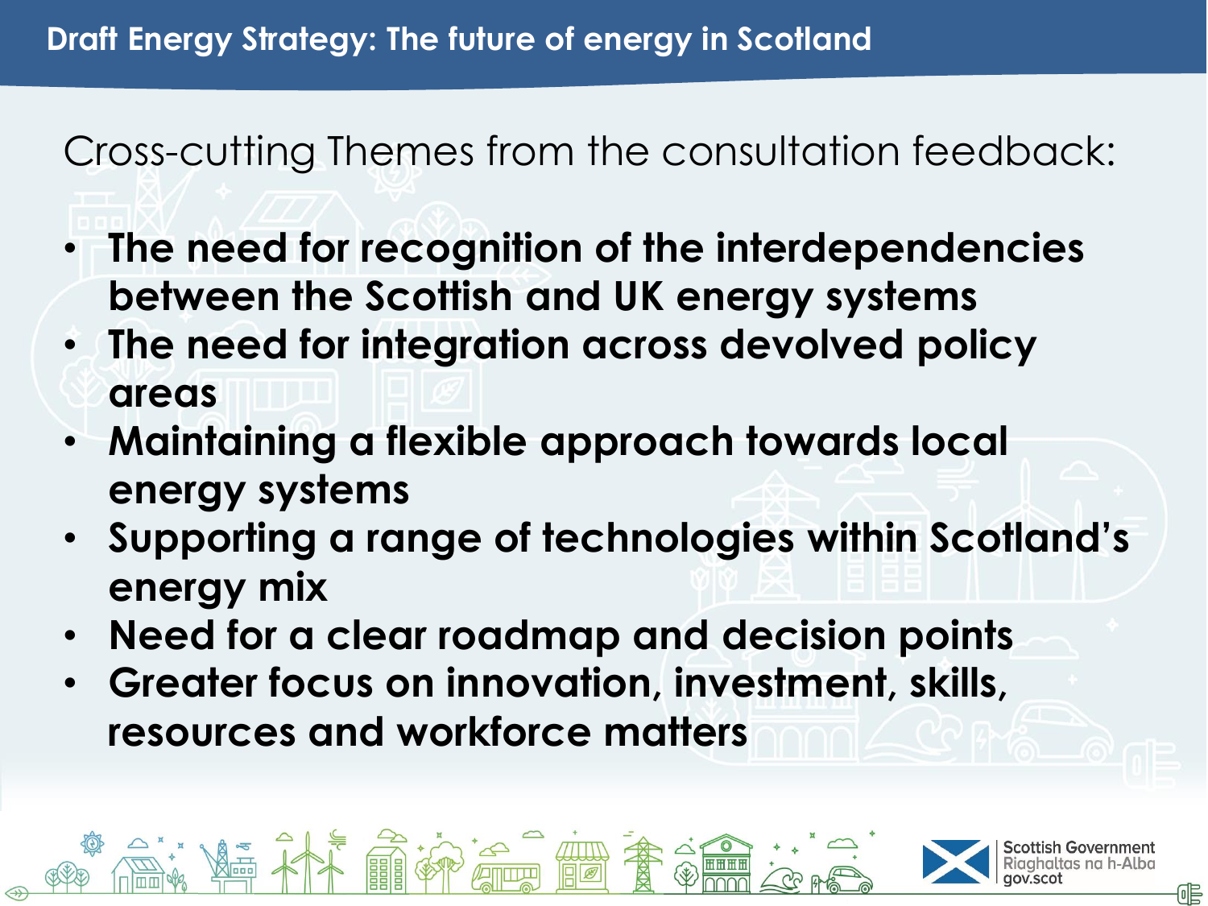Cross-cutting Themes from the consultation feedback:

- **The need for recognition of the interdependencies between the Scottish and UK energy systems**
- **The need for integration across devolved policy areas**
- **Maintaining a flexible approach towards local energy systems**
- **Supporting a range of technologies within Scotland's energy mix**
- **Need for a clear roadmap and decision points**
- **Greater focus on innovation, investment, skills, resources and workforce matters**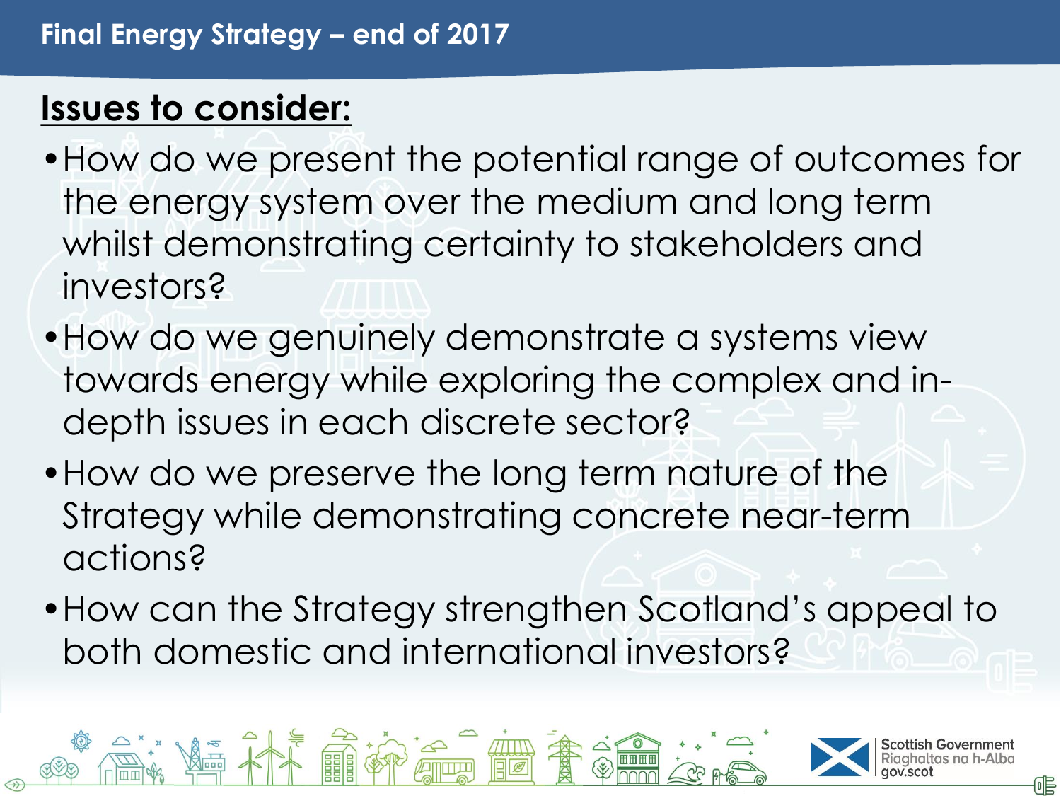# Final Energy Strategy – end of 2017

## Issues to consider:

- How do we present the potential range of outcomes for the energy system over the medium and long term whilst demonstrating certainty to stakeholders and investors?
- How do we genuinely demonstrate a systems view towards energy while exploring the complex and in-depth issues in each discrete sector?
- How do we preserve the long term nature of the Strategy while demonstrating concrete near-term actions?
- How can the Strategy strengthen Scotland's appeal to both domestic and international investors?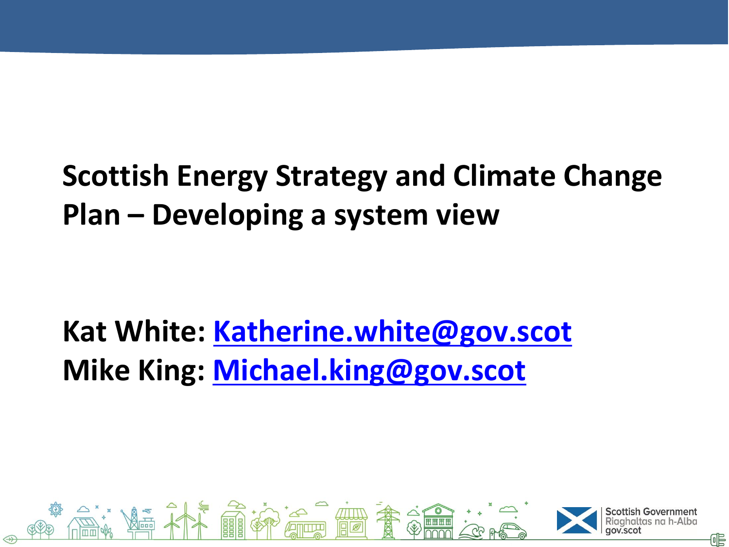# Scottish Energy Strategy and Climate Change Plan – Developing a system view

**Kat White: Katherine.white@gov.scot**
**Mike King: Michael.king@gov.scot**

Scottish Government
Riaghaltas na h-Alba
gov.scot